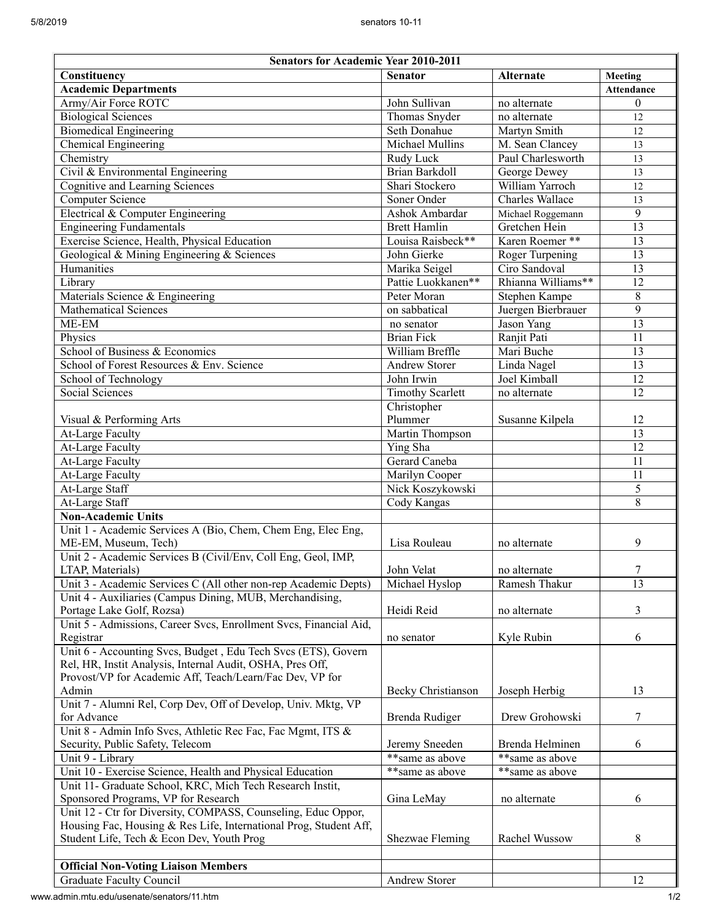| Senators for Academic Year 2010-2011 | | | |
|---|---|---|---|
| **Constituency** | **Senator** | **Alternate** | **Meeting Attendance** |
| **Academic Departments** | | | |
| Army/Air Force ROTC | John Sullivan | no alternate | 0 |
| Biological Sciences | Thomas Snyder | no alternate | 12 |
| Biomedical Engineering | Seth Donahue | Martyn Smith | 12 |
| Chemical Engineering | Michael Mullins | M. Sean Clancey | 13 |
| Chemistry | Rudy Luck | Paul Charlesworth | 13 |
| Civil & Environmental Engineering | Brian Barkdoll | George Dewey | 13 |
| Cognitive and Learning Sciences | Shari Stockero | William Yarroch | 12 |
| Computer Science | Soner Onder | Charles Wallace | 13 |
| Electrical & Computer Engineering | Ashok Ambardar | Michael Roggemann | 9 |
| Engineering Fundamentals | Brett Hamlin | Gretchen Hein | 13 |
| Exercise Science, Health, Physical Education | Louisa Raisbeck** | Karen Roemer ** | 13 |
| Geological & Mining Engineering & Sciences | John Gierke | Roger Turpening | 13 |
| Humanities | Marika Seigel | Ciro Sandoval | 13 |
| Library | Pattie Luokkanen** | Rhianna Williams** | 12 |
| Materials Science & Engineering | Peter Moran | Stephen Kampe | 8 |
| Mathematical Sciences | on sabbatical | Juergen Bierbrauer | 9 |
| ME-EM | no senator | Jason Yang | 13 |
| Physics | Brian Fick | Ranjit Pati | 11 |
| School of Business & Economics | William Breffle | Mari Buche | 13 |
| School of Forest Resources & Env. Science | Andrew Storer | Linda Nagel | 13 |
| School of Technology | John Irwin | Joel Kimball | 12 |
| Social Sciences | Timothy Scarlett | no alternate | 12 |
| Visual & Performing Arts | Christopher Plummer | Susanne Kilpela | 12 |
| At-Large Faculty | Martin Thompson | | 13 |
| At-Large Faculty | Ying Sha | | 12 |
| At-Large Faculty | Gerard Caneba | | 11 |
| At-Large Faculty | Marilyn Cooper | | 11 |
| At-Large Staff | Nick Koszykowski | | 5 |
| At-Large Staff | Cody Kangas | | 8 |
| **Non-Academic Units** | | | |
| Unit 1 - Academic Services A (Bio, Chem, Chem Eng, Elec Eng, ME-EM, Museum, Tech) | Lisa Rouleau | no alternate | 9 |
| Unit 2 - Academic Services B (Civil/Env, Coll Eng, Geol, IMP, LTAP, Materials) | John Velat | no alternate | 7 |
| Unit 3 - Academic Services C (All other non-rep Academic Depts) | Michael Hyslop | Ramesh Thakur | 13 |
| Unit 4 - Auxiliaries (Campus Dining, MUB, Merchandising, Portage Lake Golf, Rozsa) | Heidi Reid | no alternate | 3 |
| Unit 5 - Admissions, Career Svcs, Enrollment Svcs, Financial Aid, Registrar | no senator | Kyle Rubin | 6 |
| Unit 6 - Accounting Svcs, Budget , Edu Tech Svcs (ETS), Govern Rel, HR, Instit Analysis, Internal Audit, OSHA, Pres Off, Provost/VP for Academic Aff, Teach/Learn/Fac Dev, VP for Admin | Becky Christianson | Joseph Herbig | 13 |
| Unit 7 - Alumni Rel, Corp Dev, Off of Develop, Univ. Mktg, VP for Advance | Brenda Rudiger | Drew Grohowski | 7 |
| Unit 8 - Admin Info Svcs, Athletic Rec Fac, Fac Mgmt, ITS & Security, Public Safety, Telecom | Jeremy Sneeden | Brenda Helminen | 6 |
| Unit 9 - Library | **same as above | **same as above | |
| Unit 10 - Exercise Science, Health and Physical Education | **same as above | **same as above | |
| Unit 11- Graduate School, KRC, Mich Tech Research Instit, Sponsored Programs, VP for Research | Gina LeMay | no alternate | 6 |
| Unit 12 - Ctr for Diversity, COMPASS, Counseling, Educ Oppor, Housing Fac, Housing & Res Life, International Prog, Student Aff, Student Life, Tech & Econ Dev, Youth Prog | Shezwae Fleming | Rachel Wussow | 8 |
| | | | |
| **Official Non-Voting Liaison Members** | | | |
| Graduate Faculty Council | Andrew Storer | | 12 |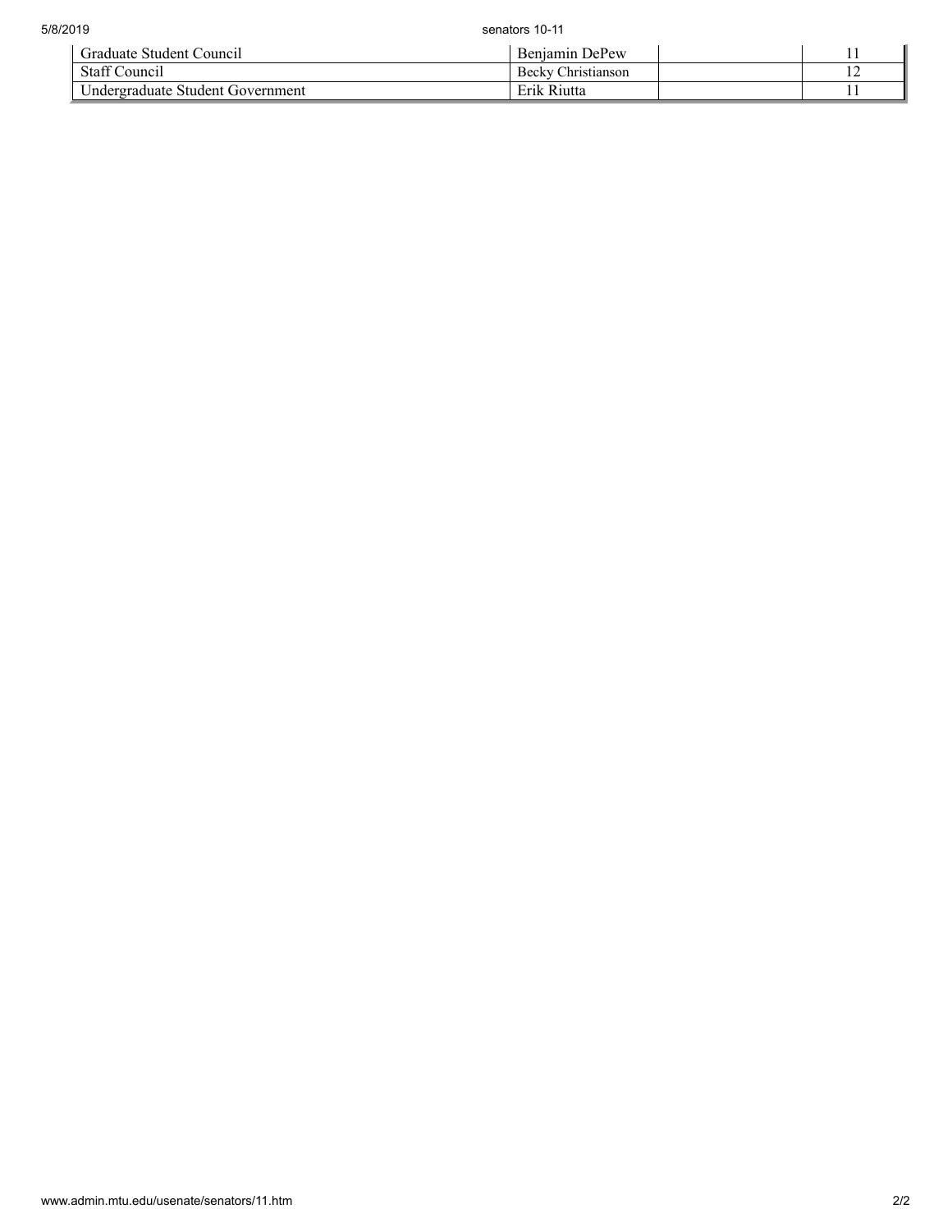| | | | |
|---|---|---|---|
| Graduate Student Council | Benjamin DePew | | 11 |
| Staff Council | Becky Christianson | | 12 |
| Undergraduate Student Government | Erik Riutta | | 11 |